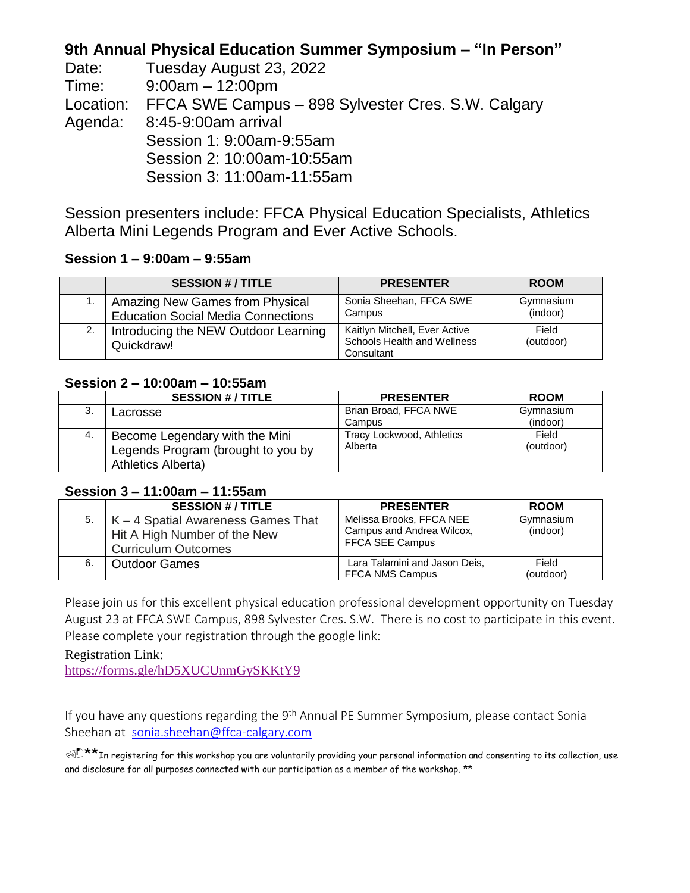# 9th Annual Physical Education Summer Symposium – "In Person"

Date: Tuesday August 23, 2022
Time: 9:00am – 12:00pm
Location: FFCA SWE Campus – 898 Sylvester Cres. S.W. Calgary
Agenda: 8:45-9:00am arrival
Session 1: 9:00am-9:55am
Session 2: 10:00am-10:55am
Session 3: 11:00am-11:55am

Session presenters include: FFCA Physical Education Specialists, Athletics Alberta Mini Legends Program and Ever Active Schools.

### Session 1 – 9:00am – 9:55am

| | SESSION # / TITLE | PRESENTER | ROOM |
|---|---|---|---|
| 1. | Amazing New Games from Physical Education Social Media Connections | Sonia Sheehan, FFCA SWE Campus | Gymnasium (indoor) |
| 2. | Introducing the NEW Outdoor Learning Quickdraw! | Kaitlyn Mitchell, Ever Active Schools Health and Wellness Consultant | Field (outdoor) |

### Session 2 – 10:00am – 10:55am

| | SESSION # / TITLE | PRESENTER | ROOM |
|---|---|---|---|
| 3. | Lacrosse | Brian Broad, FFCA NWE Campus | Gymnasium (indoor) |
| 4. | Become Legendary with the Mini Legends Program (brought to you by Athletics Alberta) | Tracy Lockwood, Athletics Alberta | Field (outdoor) |

### Session 3 – 11:00am – 11:55am

| | SESSION # / TITLE | PRESENTER | ROOM |
|---|---|---|---|
| 5. | K – 4 Spatial Awareness Games That Hit A High Number of the New Curriculum Outcomes | Melissa Brooks, FFCA NEE Campus and Andrea Wilcox, FFCA SEE Campus | Gymnasium (indoor) |
| 6. | Outdoor Games | Lara Talamini and Jason Deis, FFCA NMS Campus | Field (outdoor) |

Please join us for this excellent physical education professional development opportunity on Tuesday August 23 at FFCA SWE Campus, 898 Sylvester Cres. S.W. There is no cost to participate in this event. Please complete your registration through the google link:

Registration Link:
https://forms.gle/hD5XUCUnmGySKKtY9

If you have any questions regarding the 9th Annual PE Summer Symposium, please contact Sonia Sheehan at sonia.sheehan@ffca-calgary.com

**In registering for this workshop you are voluntarily providing your personal information and consenting to its collection, use and disclosure for all purposes connected with our participation as a member of the workshop. **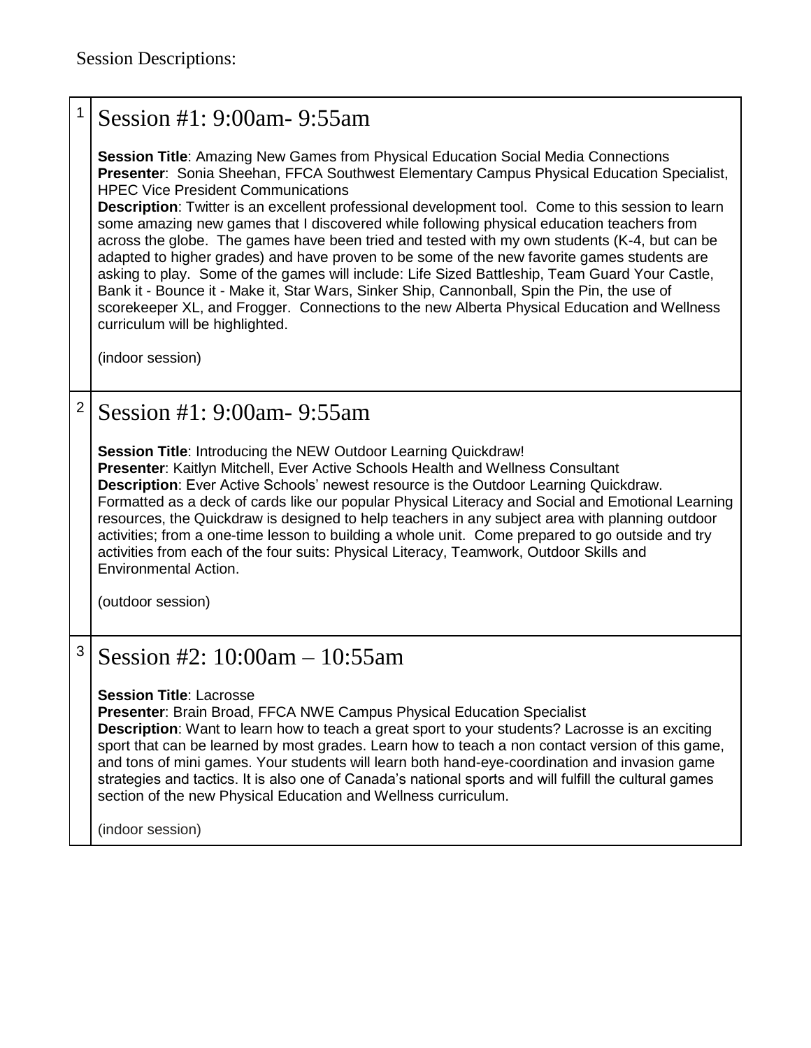Session Descriptions:

| | |
|---|---|
| 1 | **Session #1: 9:00am- 9:55am**<br><br>**Session Title**: Amazing New Games from Physical Education Social Media Connections<br>**Presenter**: Sonia Sheehan, FFCA Southwest Elementary Campus Physical Education Specialist, HPEC Vice President Communications<br>**Description**: Twitter is an excellent professional development tool. Come to this session to learn some amazing new games that I discovered while following physical education teachers from across the globe. The games have been tried and tested with my own students (K-4, but can be adapted to higher grades) and have proven to be some of the new favorite games students are asking to play. Some of the games will include: Life Sized Battleship, Team Guard Your Castle, Bank it - Bounce it - Make it, Star Wars, Sinker Ship, Cannonball, Spin the Pin, the use of scorekeeper XL, and Frogger. Connections to the new Alberta Physical Education and Wellness curriculum will be highlighted.<br><br>(indoor session) |
| 2 | **Session #1: 9:00am- 9:55am**<br><br>**Session Title**: Introducing the NEW Outdoor Learning Quickdraw!<br>**Presenter**: Kaitlyn Mitchell, Ever Active Schools Health and Wellness Consultant<br>**Description**: Ever Active Schools' newest resource is the Outdoor Learning Quickdraw. Formatted as a deck of cards like our popular Physical Literacy and Social and Emotional Learning resources, the Quickdraw is designed to help teachers in any subject area with planning outdoor activities; from a one-time lesson to building a whole unit. Come prepared to go outside and try activities from each of the four suits: Physical Literacy, Teamwork, Outdoor Skills and Environmental Action.<br><br>(outdoor session) |
| 3 | **Session #2: 10:00am – 10:55am**<br><br>**Session Title**: Lacrosse<br>**Presenter**: Brain Broad, FFCA NWE Campus Physical Education Specialist<br>**Description**: Want to learn how to teach a great sport to your students? Lacrosse is an exciting sport that can be learned by most grades. Learn how to teach a non contact version of this game, and tons of mini games. Your students will learn both hand-eye-coordination and invasion game strategies and tactics. It is also one of Canada's national sports and will fulfill the cultural games section of the new Physical Education and Wellness curriculum.<br><br>(indoor session) |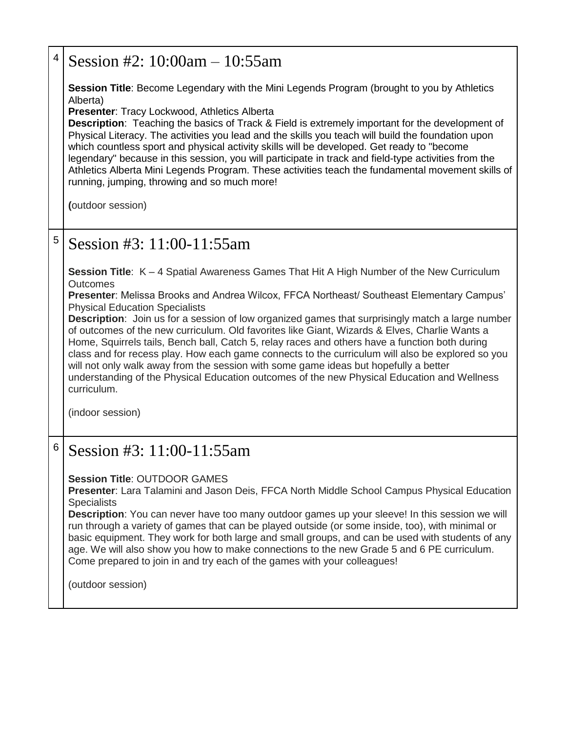| | |
|---|---|
| 4 | **Session #2: 10:00am – 10:55am**<br><br>**Session Title**: Become Legendary with the Mini Legends Program (brought to you by Athletics Alberta)<br>**Presenter**: Tracy Lockwood, Athletics Alberta<br>**Description**: Teaching the basics of Track & Field is extremely important for the development of Physical Literacy. The activities you lead and the skills you teach will build the foundation upon which countless sport and physical activity skills will be developed. Get ready to "become legendary" because in this session, you will participate in track and field-type activities from the Athletics Alberta Mini Legends Program. These activities teach the fundamental movement skills of running, jumping, throwing and so much more!<br><br>(outdoor session) |
| 5 | **Session #3: 11:00-11:55am**<br><br>**Session Title**: K – 4 Spatial Awareness Games That Hit A High Number of the New Curriculum Outcomes<br>**Presenter**: Melissa Brooks and Andrea Wilcox, FFCA Northeast/ Southeast Elementary Campus' Physical Education Specialists<br>**Description**: Join us for a session of low organized games that surprisingly match a large number of outcomes of the new curriculum. Old favorites like Giant, Wizards & Elves, Charlie Wants a Home, Squirrels tails, Bench ball, Catch 5, relay races and others have a function both during class and for recess play. How each game connects to the curriculum will also be explored so you will not only walk away from the session with some game ideas but hopefully a better understanding of the Physical Education outcomes of the new Physical Education and Wellness curriculum.<br><br>(indoor session) |
| 6 | **Session #3: 11:00-11:55am**<br><br>**Session Title**: OUTDOOR GAMES<br>**Presenter**: Lara Talamini and Jason Deis, FFCA North Middle School Campus Physical Education Specialists<br>**Description**: You can never have too many outdoor games up your sleeve! In this session we will run through a variety of games that can be played outside (or some inside, too), with minimal or basic equipment. They work for both large and small groups, and can be used with students of any age. We will also show you how to make connections to the new Grade 5 and 6 PE curriculum. Come prepared to join in and try each of the games with your colleagues!<br><br>(outdoor session) |